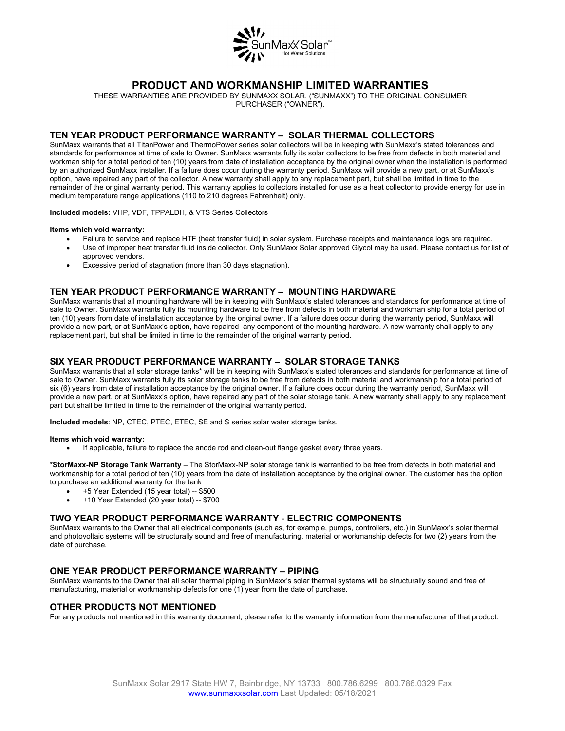# PRODUCT AND WORKMANSHIP LIMITED WARRANTIES

THESE WARRANTIES ARE PROVIDED BY SUNMAXX SOLAR. ("SUNMAXX") TO THE ORIGINAL CONSUMER PURCHASER ("OWNER").

## TEN YEAR PRODUCT PERFORMANCE WARRANTY – SOLAR THERMAL COLLECTORS

SunMaxx warrants that all TitanPower and ThermoPower series solar collectors will be in keeping with SunMaxx's stated tolerances and standards for performance at time of sale to Owner. SunMaxx warrants fully its solar collectors to be free from defects in both material and workman ship for a total period of ten (10) years from date of installation acceptance by the original owner when the installation is performed by an authorized SunMaxx installer. If a failure does occur during the warranty period, SunMaxx will provide a new part, or at SunMaxx's option, have repaired any part of the collector. A new warranty shall apply to any replacement part, but shall be limited in time to the remainder of the original warranty period. This warranty applies to collectors installed for use as a heat collector to provide energy for use in medium temperature range applications (110 to 210 degrees Fahrenheit) only.

**Included models:** VHP, VDF, TPPALDH, & VTS Series Collectors

**Items which void warranty:**

- Failure to service and replace HTF (heat transfer fluid) in solar system. Purchase receipts and maintenance logs are required.
- Use of improper heat transfer fluid inside collector. Only SunMaxx Solar approved Glycol may be used. Please contact us for list of approved vendors.
- Excessive period of stagnation (more than 30 days stagnation).

## TEN YEAR PRODUCT PERFORMANCE WARRANTY – MOUNTING HARDWARE

SunMaxx warrants that all mounting hardware will be in keeping with SunMaxx's stated tolerances and standards for performance at time of sale to Owner. SunMaxx warrants fully its mounting hardware to be free from defects in both material and workman ship for a total period of ten (10) years from date of installation acceptance by the original owner. If a failure does occur during the warranty period, SunMaxx will provide a new part, or at SunMaxx's option, have repaired any component of the mounting hardware. A new warranty shall apply to any replacement part, but shall be limited in time to the remainder of the original warranty period.

## SIX YEAR PRODUCT PERFORMANCE WARRANTY – SOLAR STORAGE TANKS

SunMaxx warrants that all solar storage tanks* will be in keeping with SunMaxx's stated tolerances and standards for performance at time of sale to Owner. SunMaxx warrants fully its solar storage tanks to be free from defects in both material and workmanship for a total period of six (6) years from date of installation acceptance by the original owner. If a failure does occur during the warranty period, SunMaxx will provide a new part, or at SunMaxx's option, have repaired any part of the solar storage tank. A new warranty shall apply to any replacement part but shall be limited in time to the remainder of the original warranty period.

**Included models**: NP, CTEC, PTEC, ETEC, SE and S series solar water storage tanks.

**Items which void warranty:**

- If applicable, failure to replace the anode rod and clean-out flange gasket every three years.

**\*StorMaxx-NP Storage Tank Warranty** – The StorMaxx-NP solar storage tank is warrantied to be free from defects in both material and workmanship for a total period of ten (10) years from the date of installation acceptance by the original owner. The customer has the option to purchase an additional warranty for the tank

- +5 Year Extended (15 year total) -- $500
- +10 Year Extended (20 year total) -- $700

## TWO YEAR PRODUCT PERFORMANCE WARRANTY - ELECTRIC COMPONENTS

SunMaxx warrants to the Owner that all electrical components (such as, for example, pumps, controllers, etc.) in SunMaxx's solar thermal and photovoltaic systems will be structurally sound and free of manufacturing, material or workmanship defects for two (2) years from the date of purchase.

## ONE YEAR PRODUCT PERFORMANCE WARRANTY – PIPING

SunMaxx warrants to the Owner that all solar thermal piping in SunMaxx's solar thermal systems will be structurally sound and free of manufacturing, material or workmanship defects for one (1) year from the date of purchase.

## OTHER PRODUCTS NOT MENTIONED

For any products not mentioned in this warranty document, please refer to the warranty information from the manufacturer of that product.

SunMaxx Solar 2917 State HW 7, Bainbridge, NY 13733 800.786.6299 800.786.0329 Fax
www.sunmaxxsolar.com Last Updated: 05/18/2021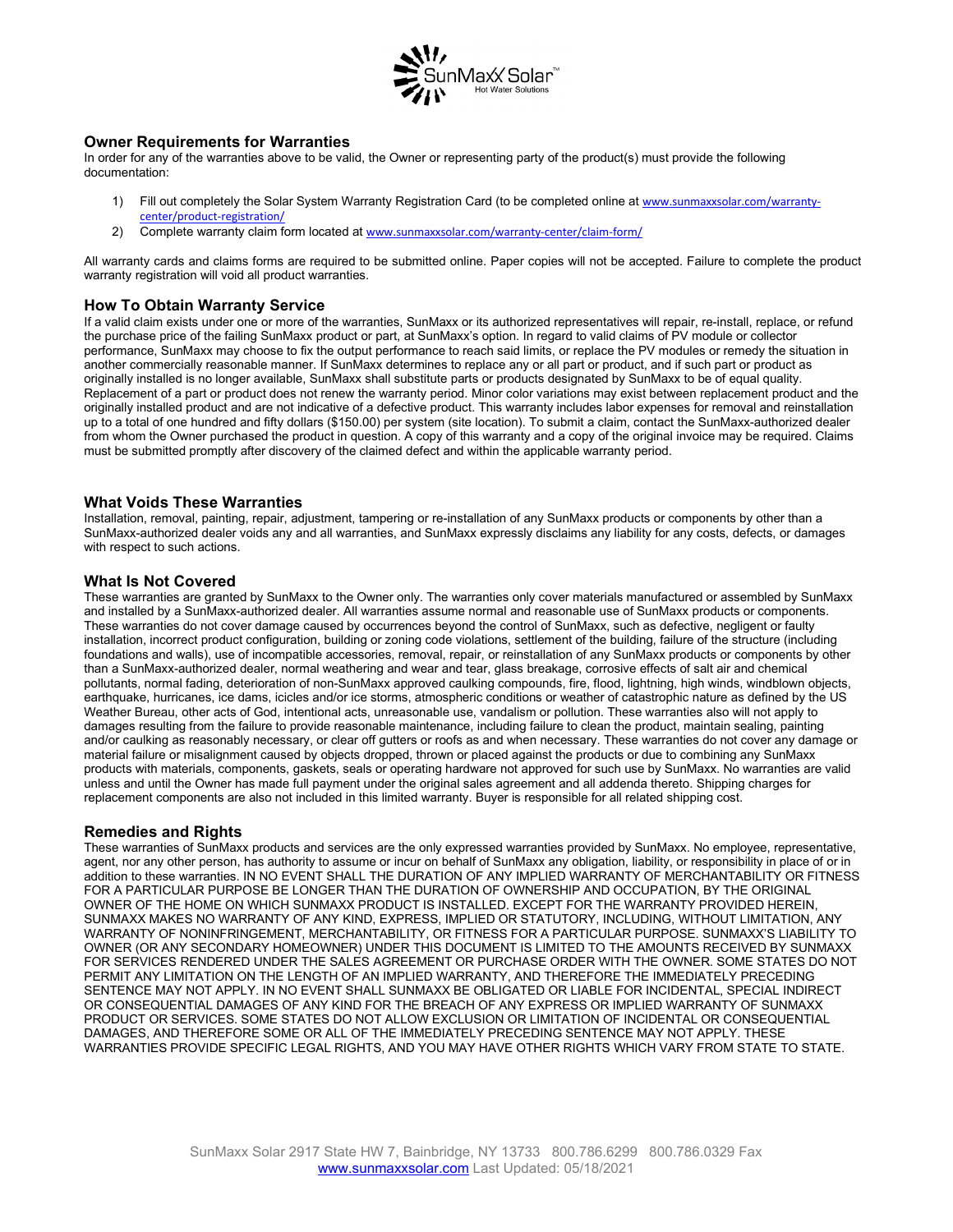## Owner Requirements for Warranties

In order for any of the warranties above to be valid, the Owner or representing party of the product(s) must provide the following documentation:

1) Fill out completely the Solar System Warranty Registration Card (to be completed online at www.sunmaxxsolar.com/warranty-center/product-registration/
2) Complete warranty claim form located at www.sunmaxxsolar.com/warranty-center/claim-form/

All warranty cards and claims forms are required to be submitted online. Paper copies will not be accepted. Failure to complete the product warranty registration will void all product warranties.

## How To Obtain Warranty Service

If a valid claim exists under one or more of the warranties, SunMaxx or its authorized representatives will repair, re-install, replace, or refund the purchase price of the failing SunMaxx product or part, at SunMaxx's option. In regard to valid claims of PV module or collector performance, SunMaxx may choose to fix the output performance to reach said limits, or replace the PV modules or remedy the situation in another commercially reasonable manner. If SunMaxx determines to replace any or all part or product, and if such part or product as originally installed is no longer available, SunMaxx shall substitute parts or products designated by SunMaxx to be of equal quality. Replacement of a part or product does not renew the warranty period. Minor color variations may exist between replacement product and the originally installed product and are not indicative of a defective product. This warranty includes labor expenses for removal and reinstallation up to a total of one hundred and fifty dollars ($150.00) per system (site location). To submit a claim, contact the SunMaxx-authorized dealer from whom the Owner purchased the product in question. A copy of this warranty and a copy of the original invoice may be required. Claims must be submitted promptly after discovery of the claimed defect and within the applicable warranty period.

## What Voids These Warranties

Installation, removal, painting, repair, adjustment, tampering or re-installation of any SunMaxx products or components by other than a SunMaxx-authorized dealer voids any and all warranties, and SunMaxx expressly disclaims any liability for any costs, defects, or damages with respect to such actions.

## What Is Not Covered

These warranties are granted by SunMaxx to the Owner only. The warranties only cover materials manufactured or assembled by SunMaxx and installed by a SunMaxx-authorized dealer. All warranties assume normal and reasonable use of SunMaxx products or components. These warranties do not cover damage caused by occurrences beyond the control of SunMaxx, such as defective, negligent or faulty installation, incorrect product configuration, building or zoning code violations, settlement of the building, failure of the structure (including foundations and walls), use of incompatible accessories, removal, repair, or reinstallation of any SunMaxx products or components by other than a SunMaxx-authorized dealer, normal weathering and wear and tear, glass breakage, corrosive effects of salt air and chemical pollutants, normal fading, deterioration of non-SunMaxx approved caulking compounds, fire, flood, lightning, high winds, windblown objects, earthquake, hurricanes, ice dams, icicles and/or ice storms, atmospheric conditions or weather of catastrophic nature as defined by the US Weather Bureau, other acts of God, intentional acts, unreasonable use, vandalism or pollution. These warranties also will not apply to damages resulting from the failure to provide reasonable maintenance, including failure to clean the product, maintain sealing, painting and/or caulking as reasonably necessary, or clear off gutters or roofs as and when necessary. These warranties do not cover any damage or material failure or misalignment caused by objects dropped, thrown or placed against the products or due to combining any SunMaxx products with materials, components, gaskets, seals or operating hardware not approved for such use by SunMaxx. No warranties are valid unless and until the Owner has made full payment under the original sales agreement and all addenda thereto. Shipping charges for replacement components are also not included in this limited warranty. Buyer is responsible for all related shipping cost.

## Remedies and Rights

These warranties of SunMaxx products and services are the only expressed warranties provided by SunMaxx. No employee, representative, agent, nor any other person, has authority to assume or incur on behalf of SunMaxx any obligation, liability, or responsibility in place of or in addition to these warranties. IN NO EVENT SHALL THE DURATION OF ANY IMPLIED WARRANTY OF MERCHANTABILITY OR FITNESS FOR A PARTICULAR PURPOSE BE LONGER THAN THE DURATION OF OWNERSHIP AND OCCUPATION, BY THE ORIGINAL OWNER OF THE HOME ON WHICH SUNMAXX PRODUCT IS INSTALLED. EXCEPT FOR THE WARRANTY PROVIDED HEREIN, SUNMAXX MAKES NO WARRANTY OF ANY KIND, EXPRESS, IMPLIED OR STATUTORY, INCLUDING, WITHOUT LIMITATION, ANY WARRANTY OF NONINFRINGEMENT, MERCHANTABILITY, OR FITNESS FOR A PARTICULAR PURPOSE. SUNMAXX'S LIABILITY TO OWNER (OR ANY SECONDARY HOMEOWNER) UNDER THIS DOCUMENT IS LIMITED TO THE AMOUNTS RECEIVED BY SUNMAXX FOR SERVICES RENDERED UNDER THE SALES AGREEMENT OR PURCHASE ORDER WITH THE OWNER. SOME STATES DO NOT PERMIT ANY LIMITATION ON THE LENGTH OF AN IMPLIED WARRANTY, AND THEREFORE THE IMMEDIATELY PRECEDING SENTENCE MAY NOT APPLY. IN NO EVENT SHALL SUNMAXX BE OBLIGATED OR LIABLE FOR INCIDENTAL, SPECIAL INDIRECT OR CONSEQUENTIAL DAMAGES OF ANY KIND FOR THE BREACH OF ANY EXPRESS OR IMPLIED WARRANTY OF SUNMAXX PRODUCT OR SERVICES. SOME STATES DO NOT ALLOW EXCLUSION OR LIMITATION OF INCIDENTAL OR CONSEQUENTIAL DAMAGES, AND THEREFORE SOME OR ALL OF THE IMMEDIATELY PRECEDING SENTENCE MAY NOT APPLY. THESE WARRANTIES PROVIDE SPECIFIC LEGAL RIGHTS, AND YOU MAY HAVE OTHER RIGHTS WHICH VARY FROM STATE TO STATE.